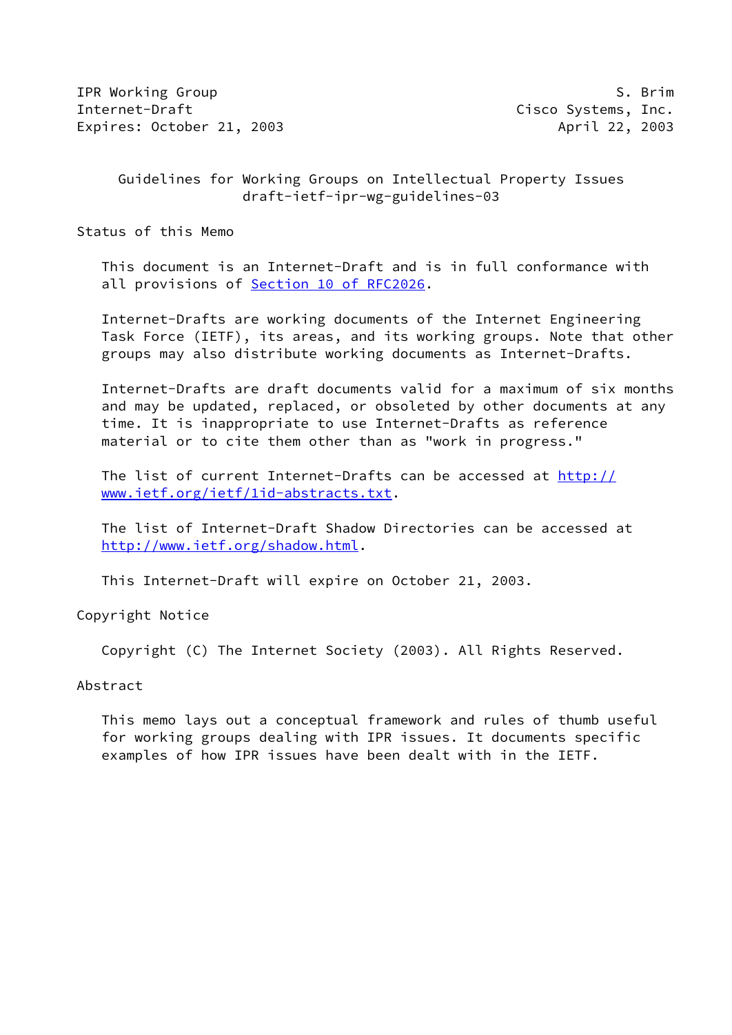IPR Working Group S. Brim
Internet-Draft Cisco Systems, Inc.
Expires: October 21, 2003 April 22, 2003

# Guidelines for Working Groups on Intellectual Property Issues
draft-ietf-ipr-wg-guidelines-03

## Status of this Memo

This document is an Internet-Draft and is in full conformance with all provisions of Section 10 of RFC2026.

Internet-Drafts are working documents of the Internet Engineering Task Force (IETF), its areas, and its working groups. Note that other groups may also distribute working documents as Internet-Drafts.

Internet-Drafts are draft documents valid for a maximum of six months and may be updated, replaced, or obsoleted by other documents at any time. It is inappropriate to use Internet-Drafts as reference material or to cite them other than as "work in progress."

The list of current Internet-Drafts can be accessed at http://www.ietf.org/ietf/1id-abstracts.txt.

The list of Internet-Draft Shadow Directories can be accessed at http://www.ietf.org/shadow.html.

This Internet-Draft will expire on October 21, 2003.

## Copyright Notice

Copyright (C) The Internet Society (2003). All Rights Reserved.

## Abstract

This memo lays out a conceptual framework and rules of thumb useful for working groups dealing with IPR issues. It documents specific examples of how IPR issues have been dealt with in the IETF.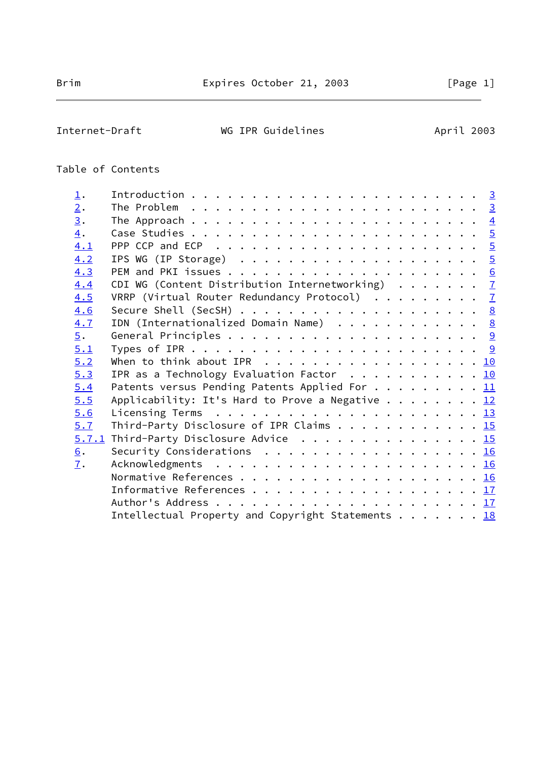Table of Contents

1. Introduction . . . . . . . . . . . . . . . . . . . . . . . . 3
2. The Problem . . . . . . . . . . . . . . . . . . . . . . . . 3
3. The Approach . . . . . . . . . . . . . . . . . . . . . . . . 4
4. Case Studies . . . . . . . . . . . . . . . . . . . . . . . . 5
4.1 PPP CCP and ECP . . . . . . . . . . . . . . . . . . . . . . 5
4.2 IPS WG (IP Storage) . . . . . . . . . . . . . . . . . . . . 5
4.3 PEM and PKI issues . . . . . . . . . . . . . . . . . . . . . 6
4.4 CDI WG (Content Distribution Internetworking) . . . . . . . 7
4.5 VRRP (Virtual Router Redundancy Protocol) . . . . . . . . . 7
4.6 Secure Shell (SecSH) . . . . . . . . . . . . . . . . . . . . 8
4.7 IDN (Internationalized Domain Name) . . . . . . . . . . . . 8
5. General Principles . . . . . . . . . . . . . . . . . . . . . 9
5.1 Types of IPR . . . . . . . . . . . . . . . . . . . . . . . . 9
5.2 When to think about IPR . . . . . . . . . . . . . . . . . . 10
5.3 IPR as a Technology Evaluation Factor . . . . . . . . . . . 10
5.4 Patents versus Pending Patents Applied For . . . . . . . . . 11
5.5 Applicability: It's Hard to Prove a Negative . . . . . . . . 12
5.6 Licensing Terms . . . . . . . . . . . . . . . . . . . . . . 13
5.7 Third-Party Disclosure of IPR Claims . . . . . . . . . . . . 15
5.7.1 Third-Party Disclosure Advice . . . . . . . . . . . . . . 15
6. Security Considerations . . . . . . . . . . . . . . . . . . 16
7. Acknowledgments . . . . . . . . . . . . . . . . . . . . . . 16
Normative References . . . . . . . . . . . . . . . . . . . . 16
Informative References . . . . . . . . . . . . . . . . . . . 17
Author's Address . . . . . . . . . . . . . . . . . . . . . . 17
Intellectual Property and Copyright Statements . . . . . . . 18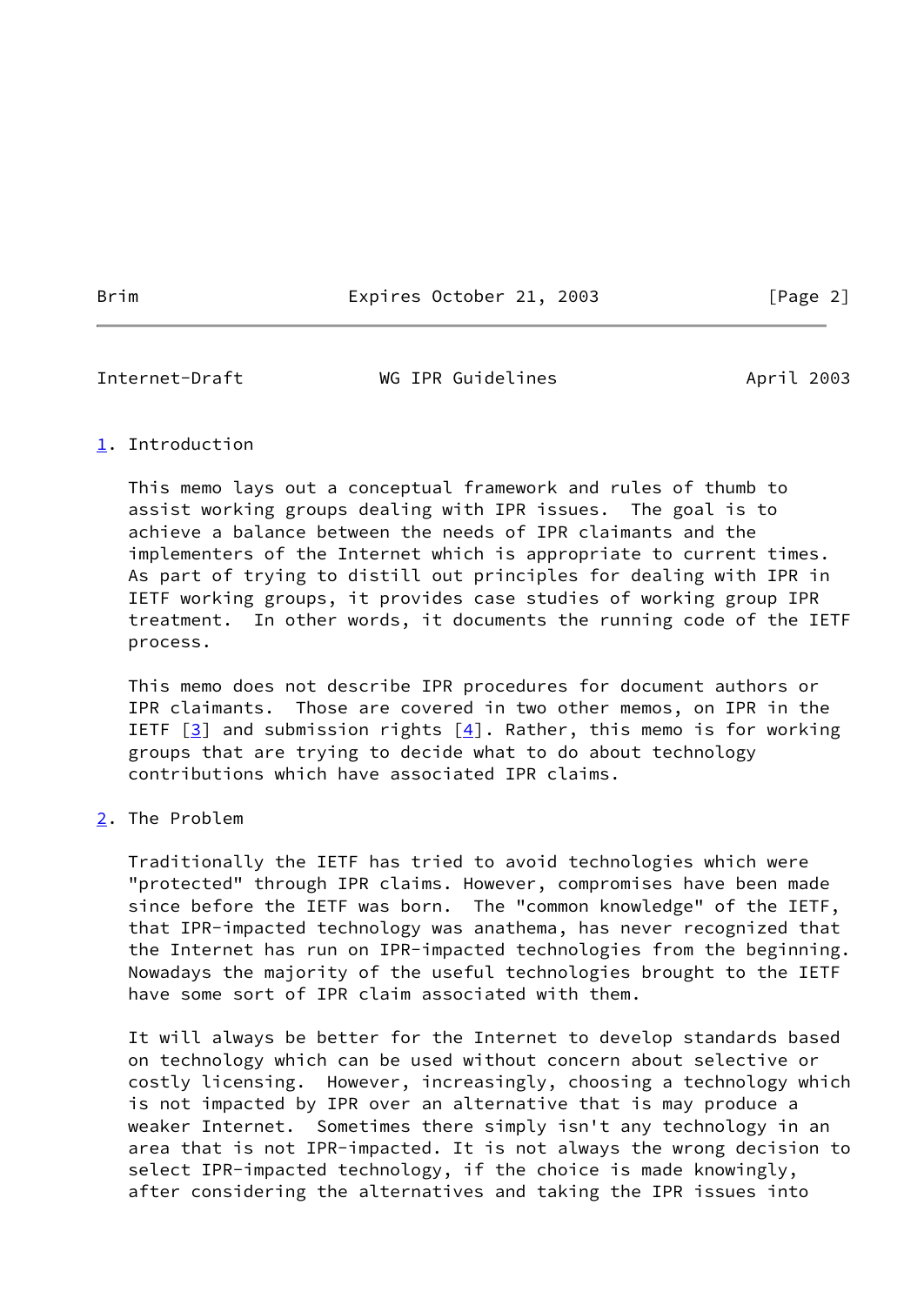## 1. Introduction

This memo lays out a conceptual framework and rules of thumb to assist working groups dealing with IPR issues. The goal is to achieve a balance between the needs of IPR claimants and the implementers of the Internet which is appropriate to current times. As part of trying to distill out principles for dealing with IPR in IETF working groups, it provides case studies of working group IPR treatment. In other words, it documents the running code of the IETF process.

This memo does not describe IPR procedures for document authors or IPR claimants. Those are covered in two other memos, on IPR in the IETF [3] and submission rights [4]. Rather, this memo is for working groups that are trying to decide what to do about technology contributions which have associated IPR claims.

## 2. The Problem

Traditionally the IETF has tried to avoid technologies which were "protected" through IPR claims. However, compromises have been made since before the IETF was born. The "common knowledge" of the IETF, that IPR-impacted technology was anathema, has never recognized that the Internet has run on IPR-impacted technologies from the beginning. Nowadays the majority of the useful technologies brought to the IETF have some sort of IPR claim associated with them.

It will always be better for the Internet to develop standards based on technology which can be used without concern about selective or costly licensing. However, increasingly, choosing a technology which is not impacted by IPR over an alternative that is may produce a weaker Internet. Sometimes there simply isn't any technology in an area that is not IPR-impacted. It is not always the wrong decision to select IPR-impacted technology, if the choice is made knowingly, after considering the alternatives and taking the IPR issues into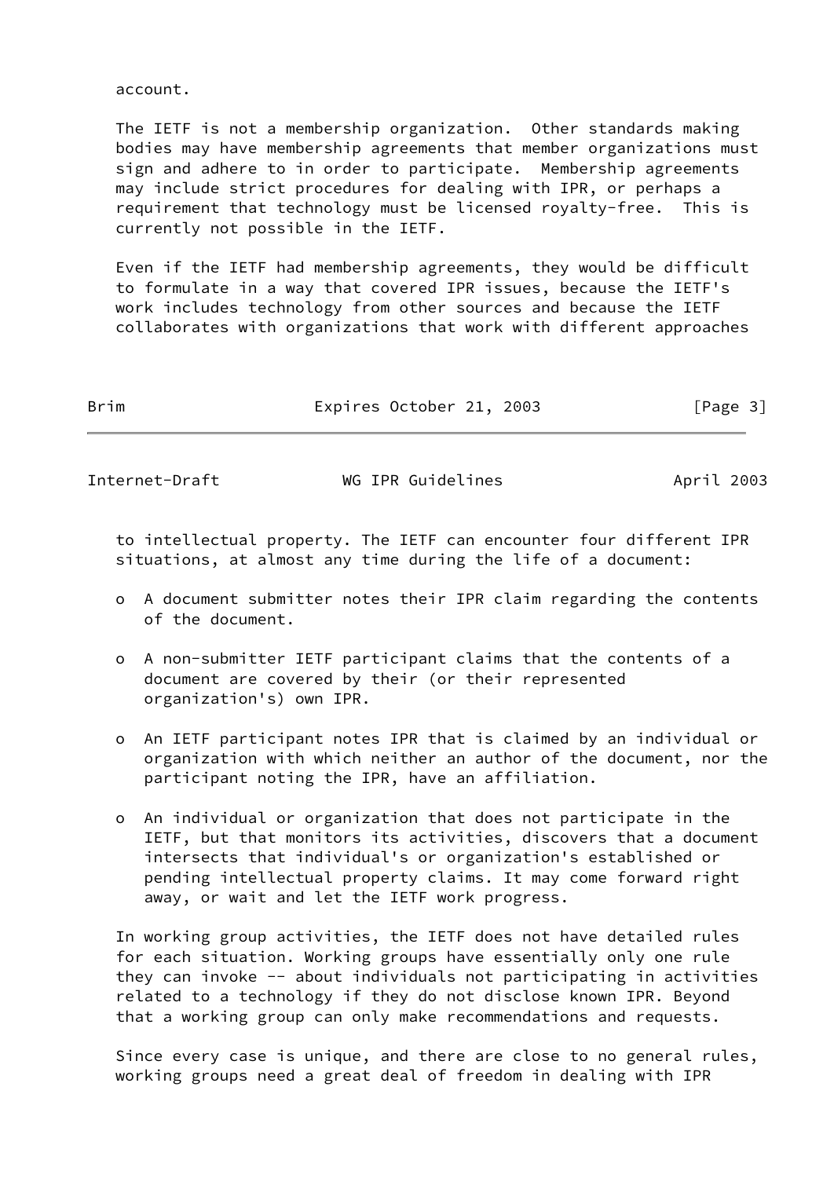account.

The IETF is not a membership organization. Other standards making bodies may have membership agreements that member organizations must sign and adhere to in order to participate. Membership agreements may include strict procedures for dealing with IPR, or perhaps a requirement that technology must be licensed royalty-free. This is currently not possible in the IETF.

Even if the IETF had membership agreements, they would be difficult to formulate in a way that covered IPR issues, because the IETF's work includes technology from other sources and because the IETF collaborates with organizations that work with different approaches to intellectual property. The IETF can encounter four different IPR situations, at almost any time during the life of a document:

- A document submitter notes their IPR claim regarding the contents of the document.

- A non-submitter IETF participant claims that the contents of a document are covered by their (or their represented organization's) own IPR.

- An IETF participant notes IPR that is claimed by an individual or organization with which neither an author of the document, nor the participant noting the IPR, have an affiliation.

- An individual or organization that does not participate in the IETF, but that monitors its activities, discovers that a document intersects that individual's or organization's established or pending intellectual property claims. It may come forward right away, or wait and let the IETF work progress.

In working group activities, the IETF does not have detailed rules for each situation. Working groups have essentially only one rule they can invoke -- about individuals not participating in activities related to a technology if they do not disclose known IPR. Beyond that a working group can only make recommendations and requests.

Since every case is unique, and there are close to no general rules, working groups need a great deal of freedom in dealing with IPR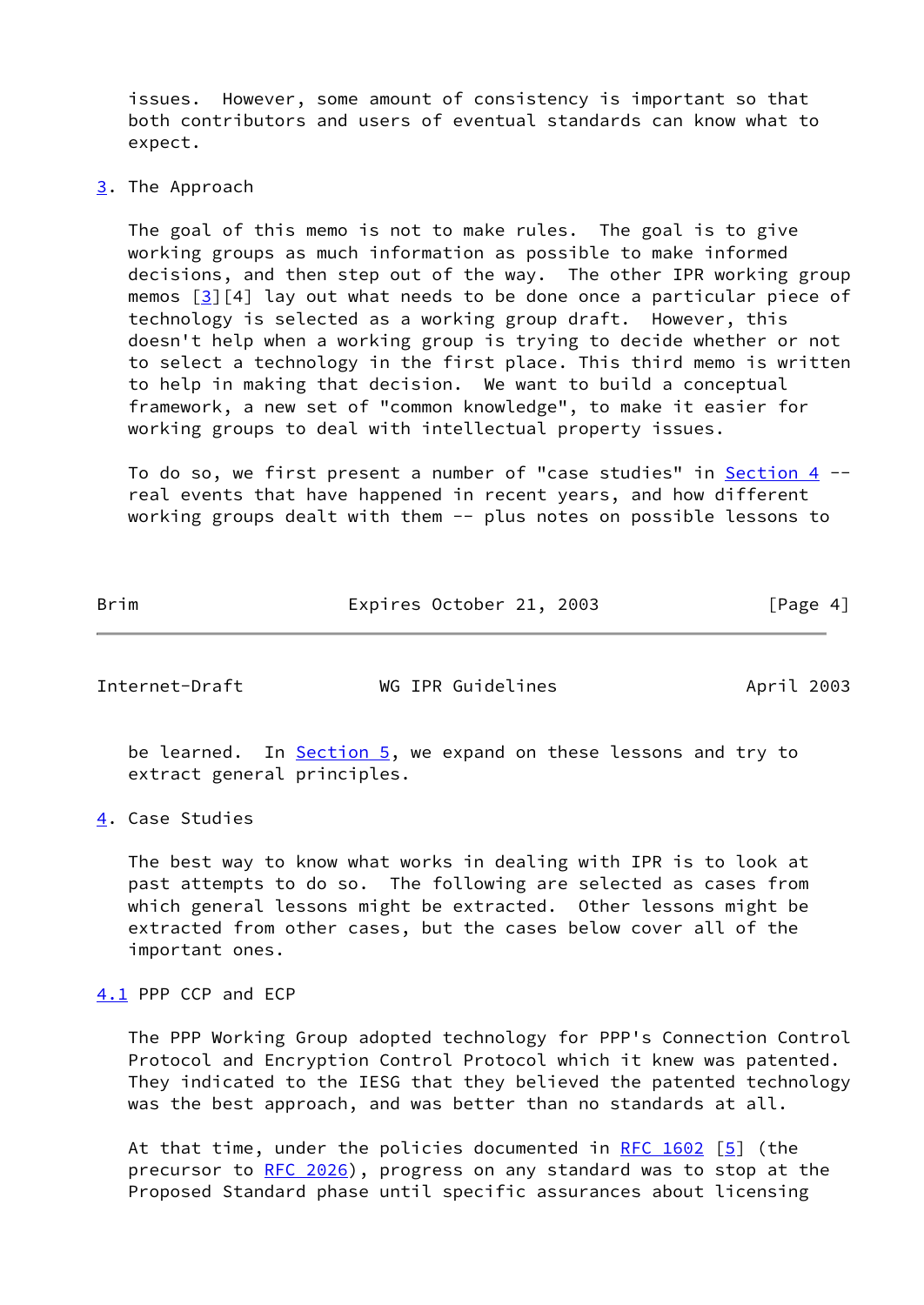issues. However, some amount of consistency is important so that both contributors and users of eventual standards can know what to expect.

## 3. The Approach

The goal of this memo is not to make rules. The goal is to give working groups as much information as possible to make informed decisions, and then step out of the way. The other IPR working group memos [3][4] lay out what needs to be done once a particular piece of technology is selected as a working group draft. However, this doesn't help when a working group is trying to decide whether or not to select a technology in the first place. This third memo is written to help in making that decision. We want to build a conceptual framework, a new set of "common knowledge", to make it easier for working groups to deal with intellectual property issues.

To do so, we first present a number of "case studies" in Section 4 -- real events that have happened in recent years, and how different working groups dealt with them -- plus notes on possible lessons to be learned. In Section 5, we expand on these lessons and try to extract general principles.

## 4. Case Studies

The best way to know what works in dealing with IPR is to look at past attempts to do so. The following are selected as cases from which general lessons might be extracted. Other lessons might be extracted from other cases, but the cases below cover all of the important ones.

### 4.1 PPP CCP and ECP

The PPP Working Group adopted technology for PPP's Connection Control Protocol and Encryption Control Protocol which it knew was patented. They indicated to the IESG that they believed the patented technology was the best approach, and was better than no standards at all.

At that time, under the policies documented in RFC 1602 [5] (the precursor to RFC 2026), progress on any standard was to stop at the Proposed Standard phase until specific assurances about licensing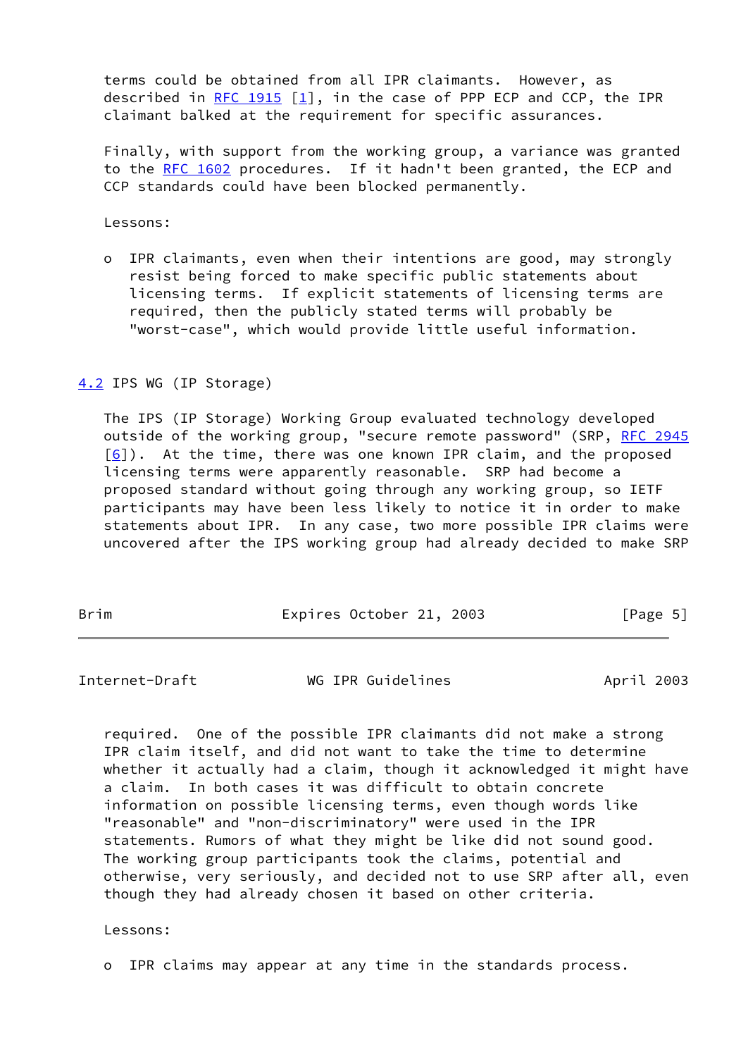terms could be obtained from all IPR claimants. However, as described in RFC 1915 [1], in the case of PPP ECP and CCP, the IPR claimant balked at the requirement for specific assurances.

Finally, with support from the working group, a variance was granted to the RFC 1602 procedures. If it hadn't been granted, the ECP and CCP standards could have been blocked permanently.

Lessons:

- IPR claimants, even when their intentions are good, may strongly resist being forced to make specific public statements about licensing terms. If explicit statements of licensing terms are required, then the publicly stated terms will probably be "worst-case", which would provide little useful information.

## 4.2 IPS WG (IP Storage)

The IPS (IP Storage) Working Group evaluated technology developed outside of the working group, "secure remote password" (SRP, RFC 2945 [6]). At the time, there was one known IPR claim, and the proposed licensing terms were apparently reasonable. SRP had become a proposed standard without going through any working group, so IETF participants may have been less likely to notice it in order to make statements about IPR. In any case, two more possible IPR claims were uncovered after the IPS working group had already decided to make SRP required. One of the possible IPR claimants did not make a strong IPR claim itself, and did not want to take the time to determine whether it actually had a claim, though it acknowledged it might have a claim. In both cases it was difficult to obtain concrete information on possible licensing terms, even though words like "reasonable" and "non-discriminatory" were used in the IPR statements. Rumors of what they might be like did not sound good. The working group participants took the claims, potential and otherwise, very seriously, and decided not to use SRP after all, even though they had already chosen it based on other criteria.

Lessons:

- IPR claims may appear at any time in the standards process.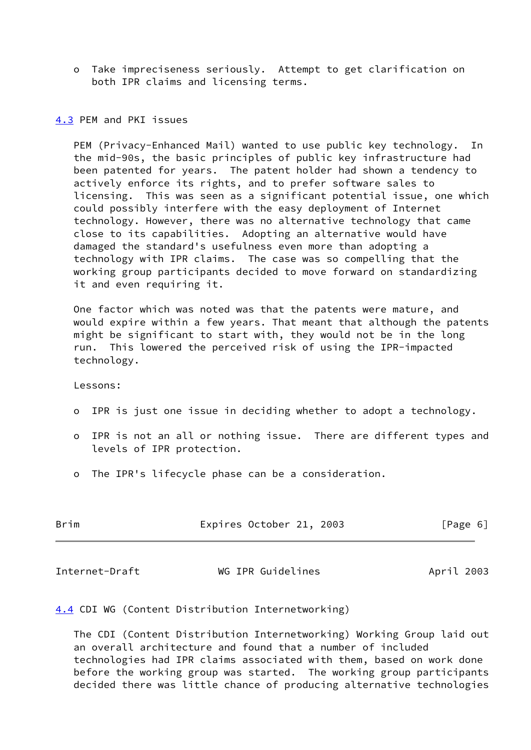- Take impreciseness seriously. Attempt to get clarification on both IPR claims and licensing terms.

### 4.3 PEM and PKI issues

PEM (Privacy-Enhanced Mail) wanted to use public key technology. In the mid-90s, the basic principles of public key infrastructure had been patented for years. The patent holder had shown a tendency to actively enforce its rights, and to prefer software sales to licensing. This was seen as a significant potential issue, one which could possibly interfere with the easy deployment of Internet technology. However, there was no alternative technology that came close to its capabilities. Adopting an alternative would have damaged the standard's usefulness even more than adopting a technology with IPR claims. The case was so compelling that the working group participants decided to move forward on standardizing it and even requiring it.

One factor which was noted was that the patents were mature, and would expire within a few years. That meant that although the patents might be significant to start with, they would not be in the long run. This lowered the perceived risk of using the IPR-impacted technology.

Lessons:

- IPR is just one issue in deciding whether to adopt a technology.
- IPR is not an all or nothing issue. There are different types and levels of IPR protection.
- The IPR's lifecycle phase can be a consideration.

### 4.4 CDI WG (Content Distribution Internetworking)

The CDI (Content Distribution Internetworking) Working Group laid out an overall architecture and found that a number of included technologies had IPR claims associated with them, based on work done before the working group was started. The working group participants decided there was little chance of producing alternative technologies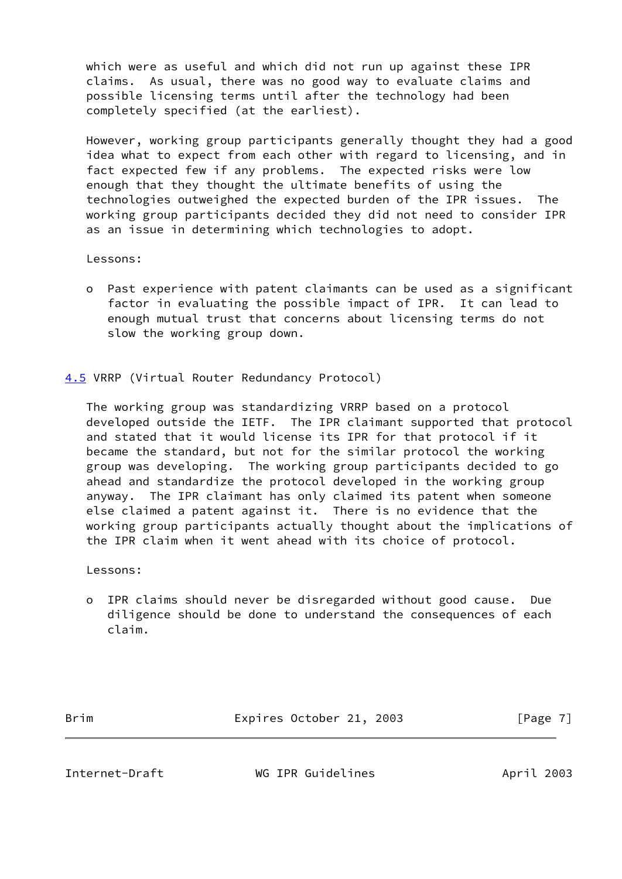which were as useful and which did not run up against these IPR claims. As usual, there was no good way to evaluate claims and possible licensing terms until after the technology had been completely specified (at the earliest).

However, working group participants generally thought they had a good idea what to expect from each other with regard to licensing, and in fact expected few if any problems. The expected risks were low enough that they thought the ultimate benefits of using the technologies outweighed the expected burden of the IPR issues. The working group participants decided they did not need to consider IPR as an issue in determining which technologies to adopt.

Lessons:

- Past experience with patent claimants can be used as a significant factor in evaluating the possible impact of IPR. It can lead to enough mutual trust that concerns about licensing terms do not slow the working group down.

### 4.5 VRRP (Virtual Router Redundancy Protocol)

The working group was standardizing VRRP based on a protocol developed outside the IETF. The IPR claimant supported that protocol and stated that it would license its IPR for that protocol if it became the standard, but not for the similar protocol the working group was developing. The working group participants decided to go ahead and standardize the protocol developed in the working group anyway. The IPR claimant has only claimed its patent when someone else claimed a patent against it. There is no evidence that the working group participants actually thought about the implications of the IPR claim when it went ahead with its choice of protocol.

Lessons:

- IPR claims should never be disregarded without good cause. Due diligence should be done to understand the consequences of each claim.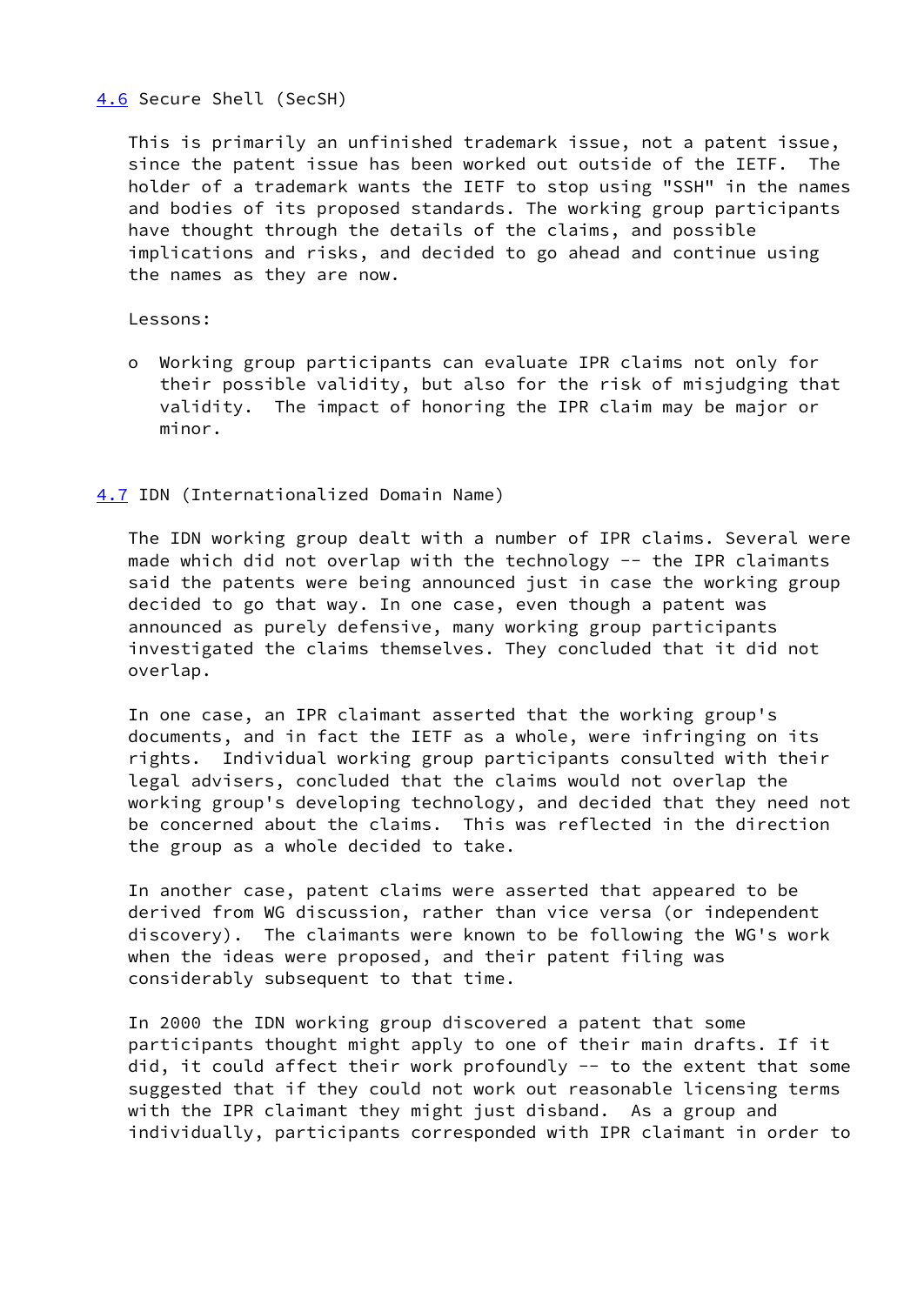## 4.6 Secure Shell (SecSH)

This is primarily an unfinished trademark issue, not a patent issue, since the patent issue has been worked out outside of the IETF. The holder of a trademark wants the IETF to stop using "SSH" in the names and bodies of its proposed standards. The working group participants have thought through the details of the claims, and possible implications and risks, and decided to go ahead and continue using the names as they are now.

Lessons:

- Working group participants can evaluate IPR claims not only for their possible validity, but also for the risk of misjudging that validity. The impact of honoring the IPR claim may be major or minor.

## 4.7 IDN (Internationalized Domain Name)

The IDN working group dealt with a number of IPR claims. Several were made which did not overlap with the technology -- the IPR claimants said the patents were being announced just in case the working group decided to go that way. In one case, even though a patent was announced as purely defensive, many working group participants investigated the claims themselves. They concluded that it did not overlap.

In one case, an IPR claimant asserted that the working group's documents, and in fact the IETF as a whole, were infringing on its rights. Individual working group participants consulted with their legal advisers, concluded that the claims would not overlap the working group's developing technology, and decided that they need not be concerned about the claims. This was reflected in the direction the group as a whole decided to take.

In another case, patent claims were asserted that appeared to be derived from WG discussion, rather than vice versa (or independent discovery). The claimants were known to be following the WG's work when the ideas were proposed, and their patent filing was considerably subsequent to that time.

In 2000 the IDN working group discovered a patent that some participants thought might apply to one of their main drafts. If it did, it could affect their work profoundly -- to the extent that some suggested that if they could not work out reasonable licensing terms with the IPR claimant they might just disband. As a group and individually, participants corresponded with IPR claimant in order to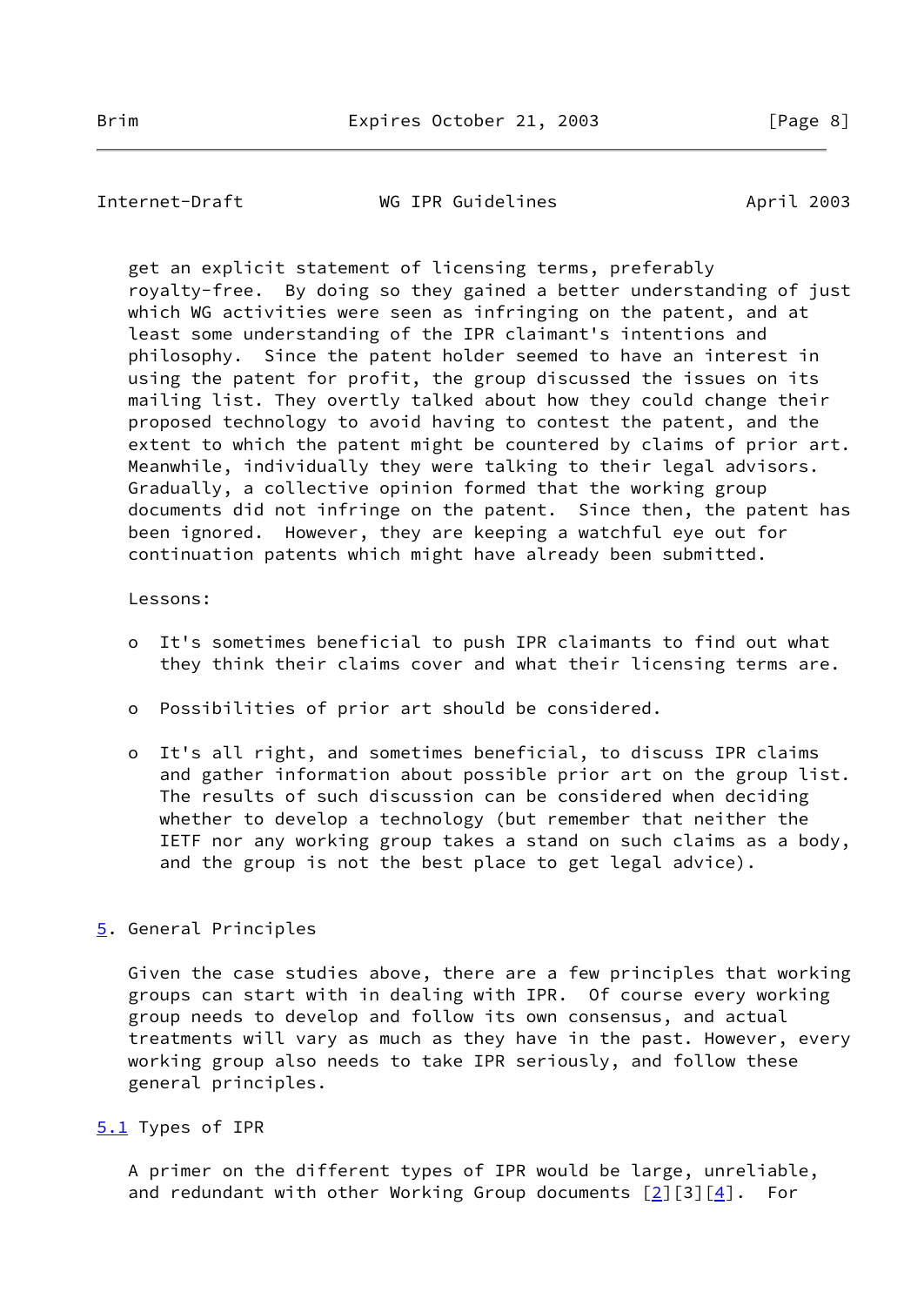get an explicit statement of licensing terms, preferably royalty-free. By doing so they gained a better understanding of just which WG activities were seen as infringing on the patent, and at least some understanding of the IPR claimant's intentions and philosophy. Since the patent holder seemed to have an interest in using the patent for profit, the group discussed the issues on its mailing list. They overtly talked about how they could change their proposed technology to avoid having to contest the patent, and the extent to which the patent might be countered by claims of prior art. Meanwhile, individually they were talking to their legal advisors. Gradually, a collective opinion formed that the working group documents did not infringe on the patent. Since then, the patent has been ignored. However, they are keeping a watchful eye out for continuation patents which might have already been submitted.

Lessons:

- It's sometimes beneficial to push IPR claimants to find out what they think their claims cover and what their licensing terms are.

- Possibilities of prior art should be considered.

- It's all right, and sometimes beneficial, to discuss IPR claims and gather information about possible prior art on the group list. The results of such discussion can be considered when deciding whether to develop a technology (but remember that neither the IETF nor any working group takes a stand on such claims as a body, and the group is not the best place to get legal advice).

## 5. General Principles

Given the case studies above, there are a few principles that working groups can start with in dealing with IPR. Of course every working group needs to develop and follow its own consensus, and actual treatments will vary as much as they have in the past. However, every working group also needs to take IPR seriously, and follow these general principles.

### 5.1 Types of IPR

A primer on the different types of IPR would be large, unreliable, and redundant with other Working Group documents [2][3][4]. For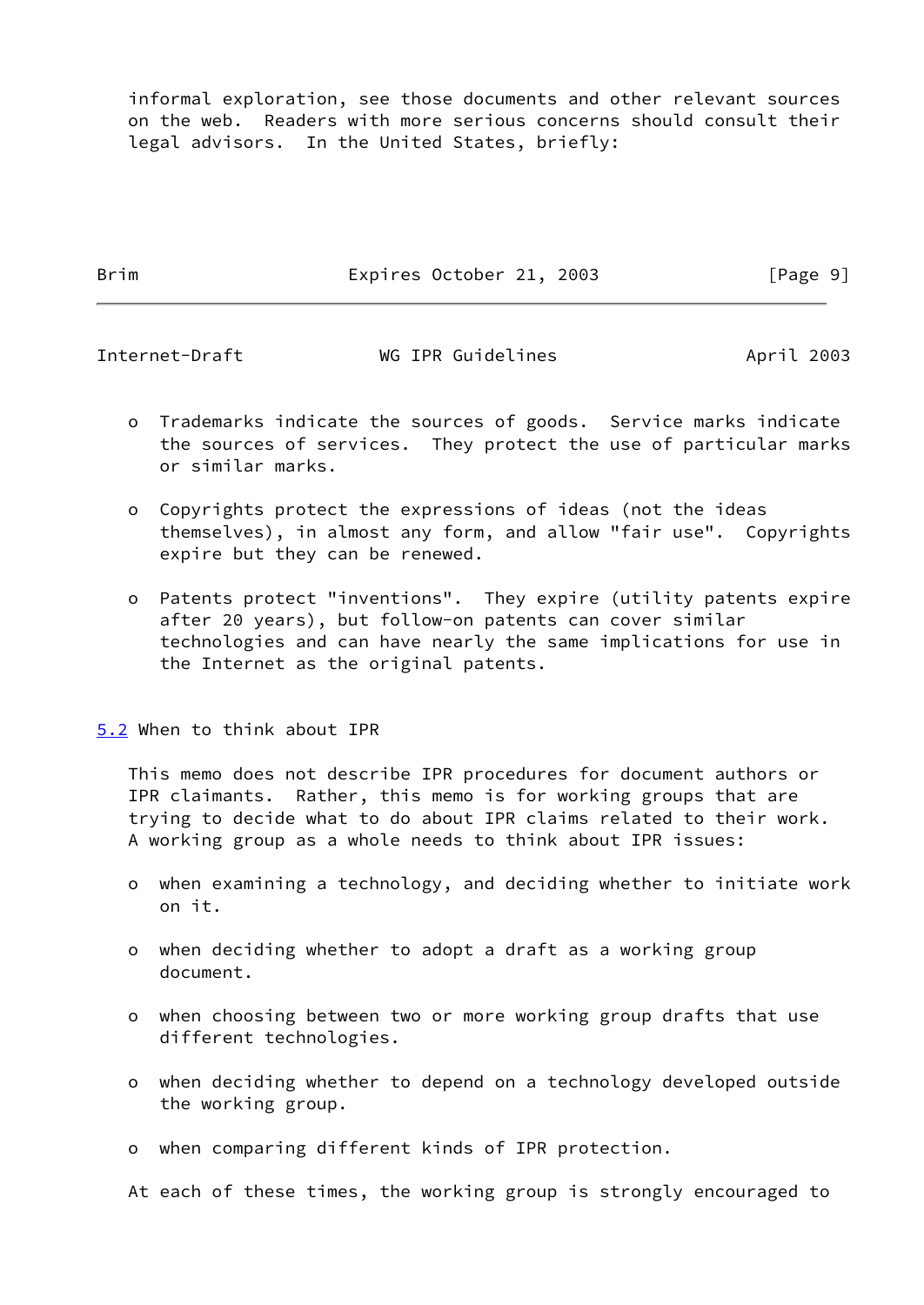informal exploration, see those documents and other relevant sources on the web. Readers with more serious concerns should consult their legal advisors. In the United States, briefly:

- Trademarks indicate the sources of goods. Service marks indicate the sources of services. They protect the use of particular marks or similar marks.

- Copyrights protect the expressions of ideas (not the ideas themselves), in almost any form, and allow "fair use". Copyrights expire but they can be renewed.

- Patents protect "inventions". They expire (utility patents expire after 20 years), but follow-on patents can cover similar technologies and can have nearly the same implications for use in the Internet as the original patents.

## 5.2 When to think about IPR

This memo does not describe IPR procedures for document authors or IPR claimants. Rather, this memo is for working groups that are trying to decide what to do about IPR claims related to their work. A working group as a whole needs to think about IPR issues:

- when examining a technology, and deciding whether to initiate work on it.

- when deciding whether to adopt a draft as a working group document.

- when choosing between two or more working group drafts that use different technologies.

- when deciding whether to depend on a technology developed outside the working group.

- when comparing different kinds of IPR protection.

At each of these times, the working group is strongly encouraged to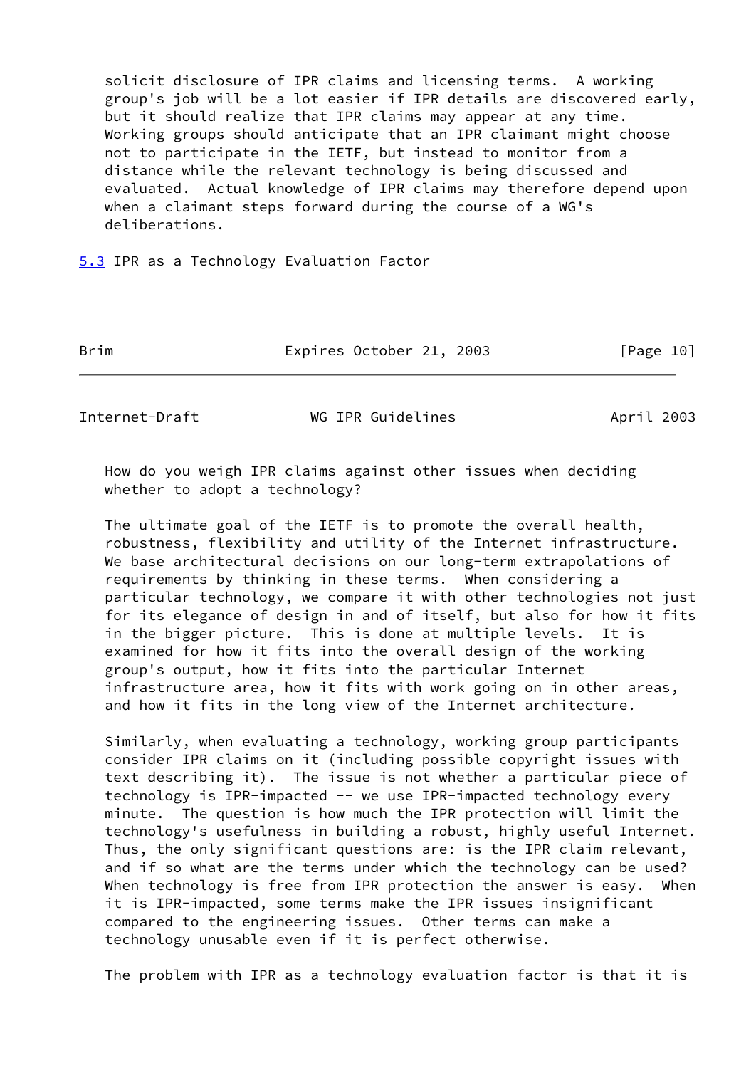solicit disclosure of IPR claims and licensing terms. A working group's job will be a lot easier if IPR details are discovered early, but it should realize that IPR claims may appear at any time. Working groups should anticipate that an IPR claimant might choose not to participate in the IETF, but instead to monitor from a distance while the relevant technology is being discussed and evaluated. Actual knowledge of IPR claims may therefore depend upon when a claimant steps forward during the course of a WG's deliberations.

### 5.3 IPR as a Technology Evaluation Factor

How do you weigh IPR claims against other issues when deciding whether to adopt a technology?

The ultimate goal of the IETF is to promote the overall health, robustness, flexibility and utility of the Internet infrastructure. We base architectural decisions on our long-term extrapolations of requirements by thinking in these terms. When considering a particular technology, we compare it with other technologies not just for its elegance of design in and of itself, but also for how it fits in the bigger picture. This is done at multiple levels. It is examined for how it fits into the overall design of the working group's output, how it fits into the particular Internet infrastructure area, how it fits with work going on in other areas, and how it fits in the long view of the Internet architecture.

Similarly, when evaluating a technology, working group participants consider IPR claims on it (including possible copyright issues with text describing it). The issue is not whether a particular piece of technology is IPR-impacted -- we use IPR-impacted technology every minute. The question is how much the IPR protection will limit the technology's usefulness in building a robust, highly useful Internet. Thus, the only significant questions are: is the IPR claim relevant, and if so what are the terms under which the technology can be used? When technology is free from IPR protection the answer is easy. When it is IPR-impacted, some terms make the IPR issues insignificant compared to the engineering issues. Other terms can make a technology unusable even if it is perfect otherwise.

The problem with IPR as a technology evaluation factor is that it is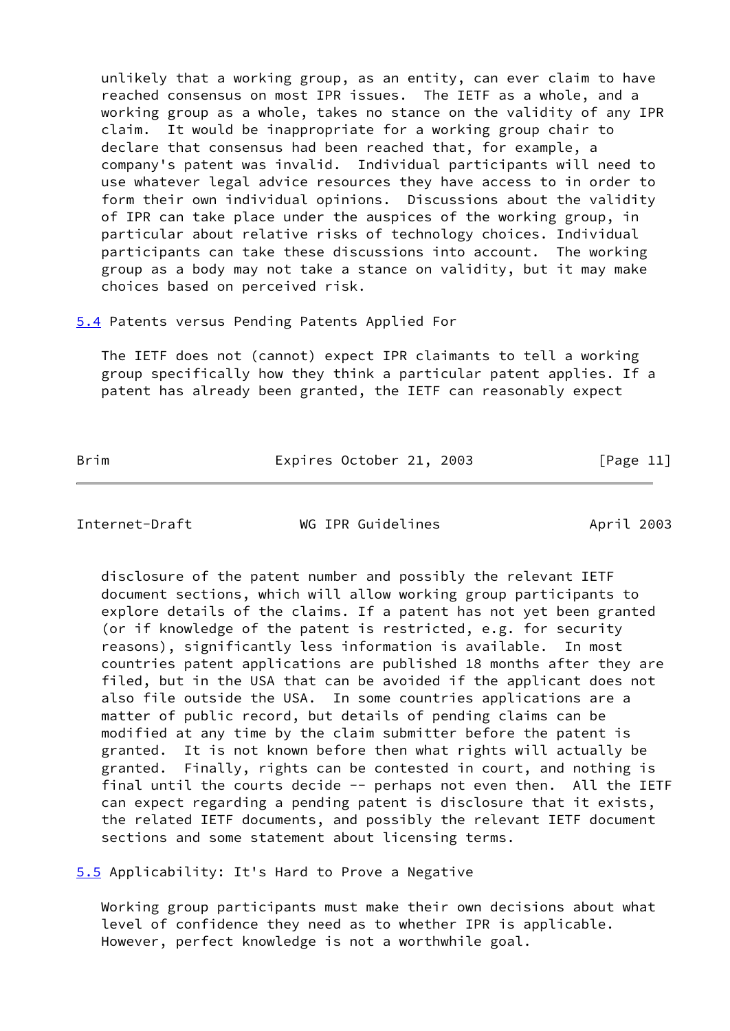unlikely that a working group, as an entity, can ever claim to have reached consensus on most IPR issues. The IETF as a whole, and a working group as a whole, takes no stance on the validity of any IPR claim. It would be inappropriate for a working group chair to declare that consensus had been reached that, for example, a company's patent was invalid. Individual participants will need to use whatever legal advice resources they have access to in order to form their own individual opinions. Discussions about the validity of IPR can take place under the auspices of the working group, in particular about relative risks of technology choices. Individual participants can take these discussions into account. The working group as a body may not take a stance on validity, but it may make choices based on perceived risk.

### 5.4 Patents versus Pending Patents Applied For

The IETF does not (cannot) expect IPR claimants to tell a working group specifically how they think a particular patent applies. If a patent has already been granted, the IETF can reasonably expect disclosure of the patent number and possibly the relevant IETF document sections, which will allow working group participants to explore details of the claims. If a patent has not yet been granted (or if knowledge of the patent is restricted, e.g. for security reasons), significantly less information is available. In most countries patent applications are published 18 months after they are filed, but in the USA that can be avoided if the applicant does not also file outside the USA. In some countries applications are a matter of public record, but details of pending claims can be modified at any time by the claim submitter before the patent is granted. It is not known before then what rights will actually be granted. Finally, rights can be contested in court, and nothing is final until the courts decide -- perhaps not even then. All the IETF can expect regarding a pending patent is disclosure that it exists, the related IETF documents, and possibly the relevant IETF document sections and some statement about licensing terms.

### 5.5 Applicability: It's Hard to Prove a Negative

Working group participants must make their own decisions about what level of confidence they need as to whether IPR is applicable. However, perfect knowledge is not a worthwhile goal.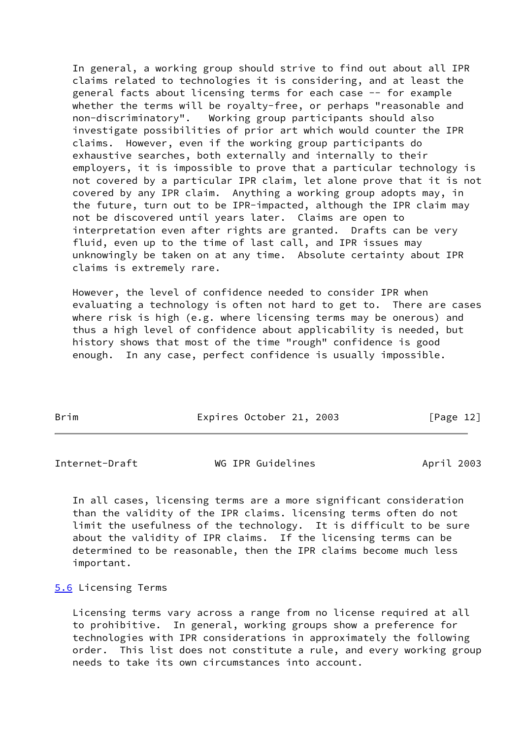In general, a working group should strive to find out about all IPR claims related to technologies it is considering, and at least the general facts about licensing terms for each case -- for example whether the terms will be royalty-free, or perhaps "reasonable and non-discriminatory". Working group participants should also investigate possibilities of prior art which would counter the IPR claims. However, even if the working group participants do exhaustive searches, both externally and internally to their employers, it is impossible to prove that a particular technology is not covered by a particular IPR claim, let alone prove that it is not covered by any IPR claim. Anything a working group adopts may, in the future, turn out to be IPR-impacted, although the IPR claim may not be discovered until years later. Claims are open to interpretation even after rights are granted. Drafts can be very fluid, even up to the time of last call, and IPR issues may unknowingly be taken on at any time. Absolute certainty about IPR claims is extremely rare.

However, the level of confidence needed to consider IPR when evaluating a technology is often not hard to get to. There are cases where risk is high (e.g. where licensing terms may be onerous) and thus a high level of confidence about applicability is needed, but history shows that most of the time "rough" confidence is good enough. In any case, perfect confidence is usually impossible.

In all cases, licensing terms are a more significant consideration than the validity of the IPR claims. licensing terms often do not limit the usefulness of the technology. It is difficult to be sure about the validity of IPR claims. If the licensing terms can be determined to be reasonable, then the IPR claims become much less important.

### 5.6 Licensing Terms

Licensing terms vary across a range from no license required at all to prohibitive. In general, working groups show a preference for technologies with IPR considerations in approximately the following order. This list does not constitute a rule, and every working group needs to take its own circumstances into account.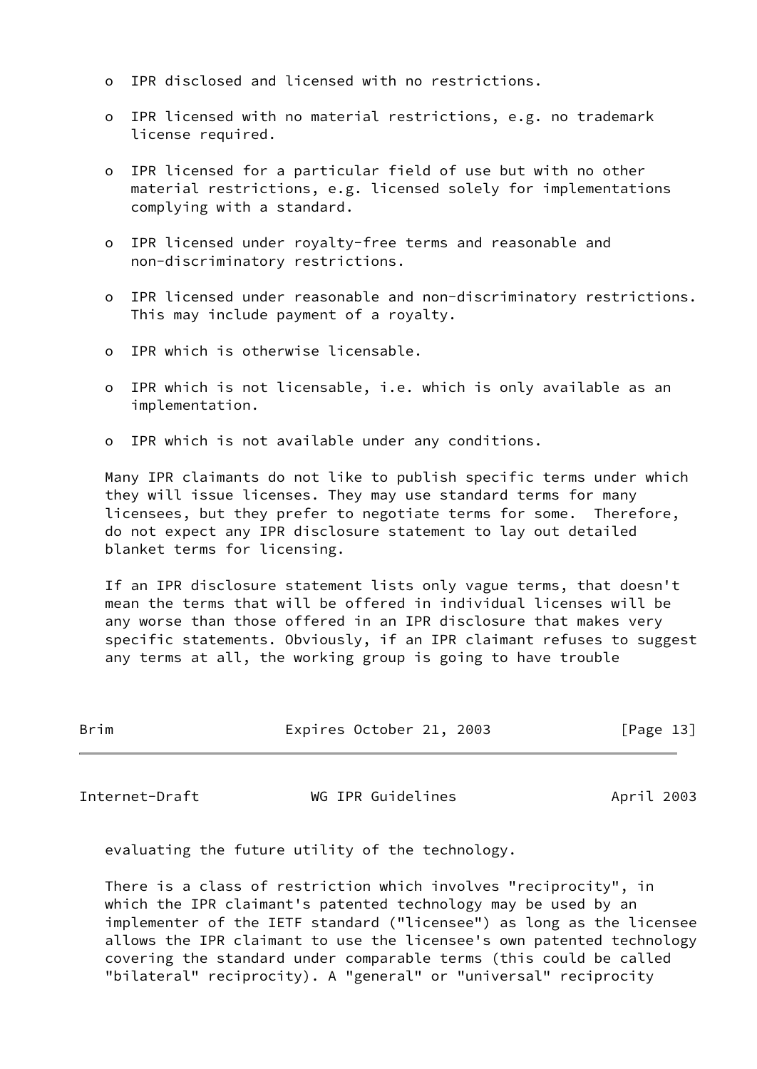- IPR disclosed and licensed with no restrictions.

- IPR licensed with no material restrictions, e.g. no trademark license required.

- IPR licensed for a particular field of use but with no other material restrictions, e.g. licensed solely for implementations complying with a standard.

- IPR licensed under royalty-free terms and reasonable and non-discriminatory restrictions.

- IPR licensed under reasonable and non-discriminatory restrictions. This may include payment of a royalty.

- IPR which is otherwise licensable.

- IPR which is not licensable, i.e. which is only available as an implementation.

- IPR which is not available under any conditions.

Many IPR claimants do not like to publish specific terms under which they will issue licenses. They may use standard terms for many licensees, but they prefer to negotiate terms for some. Therefore, do not expect any IPR disclosure statement to lay out detailed blanket terms for licensing.

If an IPR disclosure statement lists only vague terms, that doesn't mean the terms that will be offered in individual licenses will be any worse than those offered in an IPR disclosure that makes very specific statements. Obviously, if an IPR claimant refuses to suggest any terms at all, the working group is going to have trouble evaluating the future utility of the technology.

There is a class of restriction which involves "reciprocity", in which the IPR claimant's patented technology may be used by an implementer of the IETF standard ("licensee") as long as the licensee allows the IPR claimant to use the licensee's own patented technology covering the standard under comparable terms (this could be called "bilateral" reciprocity). A "general" or "universal" reciprocity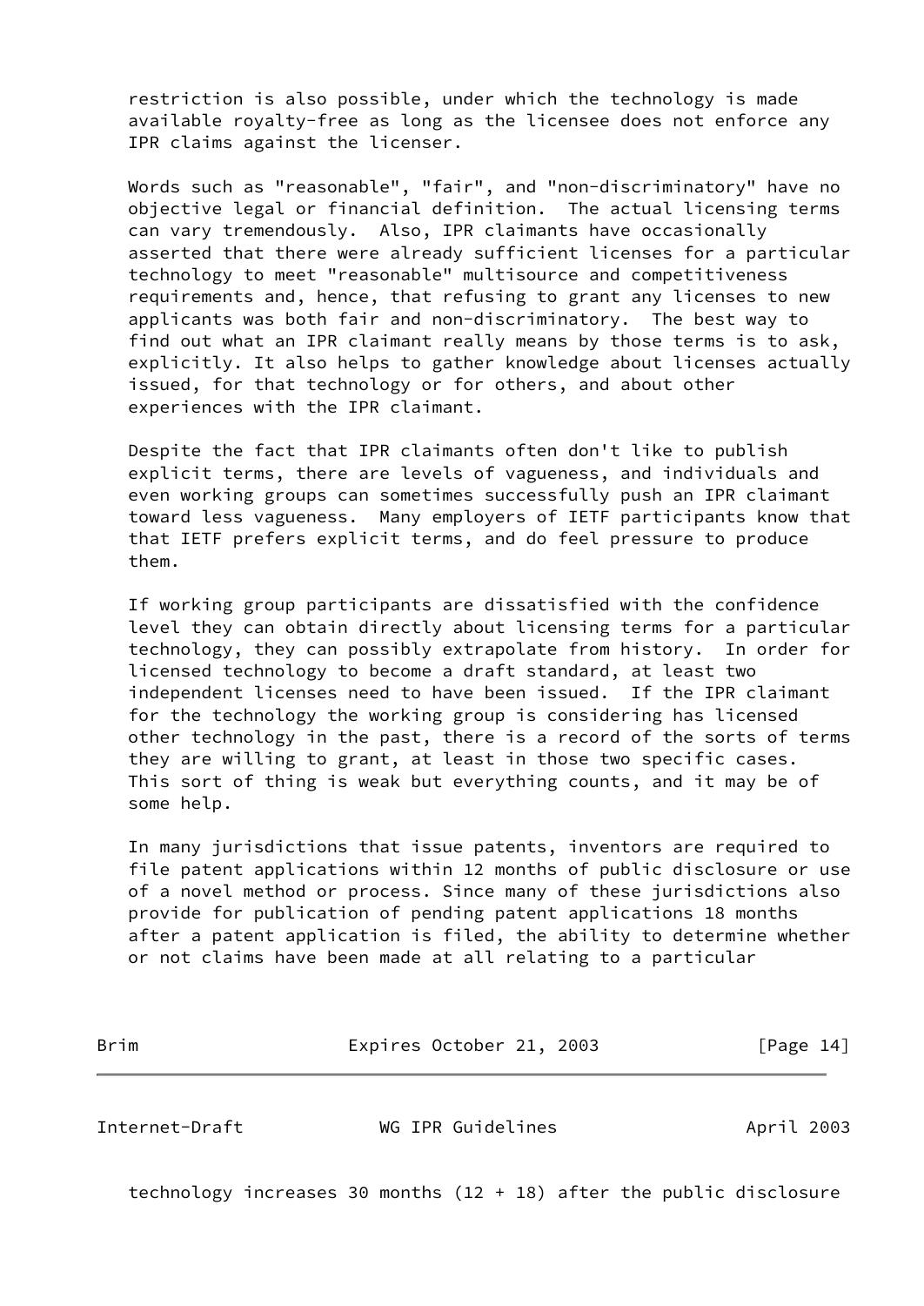restriction is also possible, under which the technology is made available royalty-free as long as the licensee does not enforce any IPR claims against the licenser.

Words such as "reasonable", "fair", and "non-discriminatory" have no objective legal or financial definition. The actual licensing terms can vary tremendously. Also, IPR claimants have occasionally asserted that there were already sufficient licenses for a particular technology to meet "reasonable" multisource and competitiveness requirements and, hence, that refusing to grant any licenses to new applicants was both fair and non-discriminatory. The best way to find out what an IPR claimant really means by those terms is to ask, explicitly. It also helps to gather knowledge about licenses actually issued, for that technology or for others, and about other experiences with the IPR claimant.

Despite the fact that IPR claimants often don't like to publish explicit terms, there are levels of vagueness, and individuals and even working groups can sometimes successfully push an IPR claimant toward less vagueness. Many employers of IETF participants know that that IETF prefers explicit terms, and do feel pressure to produce them.

If working group participants are dissatisfied with the confidence level they can obtain directly about licensing terms for a particular technology, they can possibly extrapolate from history. In order for licensed technology to become a draft standard, at least two independent licenses need to have been issued. If the IPR claimant for the technology the working group is considering has licensed other technology in the past, there is a record of the sorts of terms they are willing to grant, at least in those two specific cases. This sort of thing is weak but everything counts, and it may be of some help.

In many jurisdictions that issue patents, inventors are required to file patent applications within 12 months of public disclosure or use of a novel method or process. Since many of these jurisdictions also provide for publication of pending patent applications 18 months after a patent application is filed, the ability to determine whether or not claims have been made at all relating to a particular technology increases 30 months (12 + 18) after the public disclosure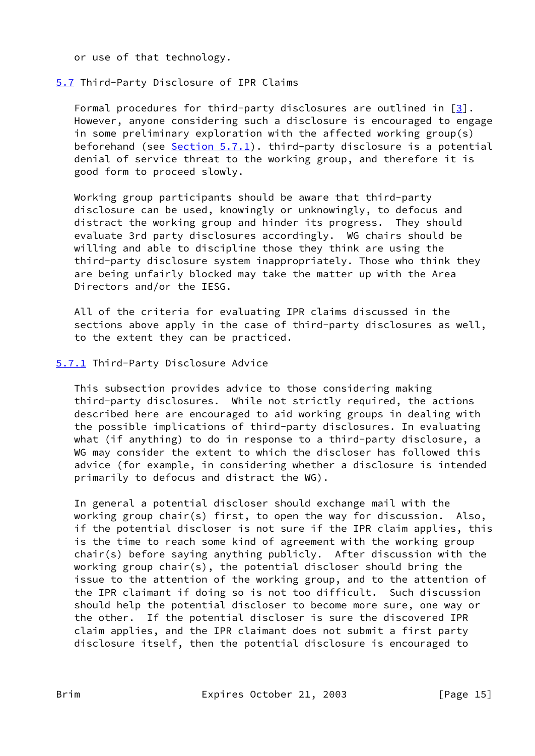or use of that technology.

### 5.7 Third-Party Disclosure of IPR Claims

Formal procedures for third-party disclosures are outlined in [3]. However, anyone considering such a disclosure is encouraged to engage in some preliminary exploration with the affected working group(s) beforehand (see Section 5.7.1). third-party disclosure is a potential denial of service threat to the working group, and therefore it is good form to proceed slowly.

Working group participants should be aware that third-party disclosure can be used, knowingly or unknowingly, to defocus and distract the working group and hinder its progress. They should evaluate 3rd party disclosures accordingly. WG chairs should be willing and able to discipline those they think are using the third-party disclosure system inappropriately. Those who think they are being unfairly blocked may take the matter up with the Area Directors and/or the IESG.

All of the criteria for evaluating IPR claims discussed in the sections above apply in the case of third-party disclosures as well, to the extent they can be practiced.

#### 5.7.1 Third-Party Disclosure Advice

This subsection provides advice to those considering making third-party disclosures. While not strictly required, the actions described here are encouraged to aid working groups in dealing with the possible implications of third-party disclosures. In evaluating what (if anything) to do in response to a third-party disclosure, a WG may consider the extent to which the discloser has followed this advice (for example, in considering whether a disclosure is intended primarily to defocus and distract the WG).

In general a potential discloser should exchange mail with the working group chair(s) first, to open the way for discussion. Also, if the potential discloser is not sure if the IPR claim applies, this is the time to reach some kind of agreement with the working group chair(s) before saying anything publicly. After discussion with the working group chair(s), the potential discloser should bring the issue to the attention of the working group, and to the attention of the IPR claimant if doing so is not too difficult. Such discussion should help the potential discloser to become more sure, one way or the other. If the potential discloser is sure the discovered IPR claim applies, and the IPR claimant does not submit a first party disclosure itself, then the potential disclosure is encouraged to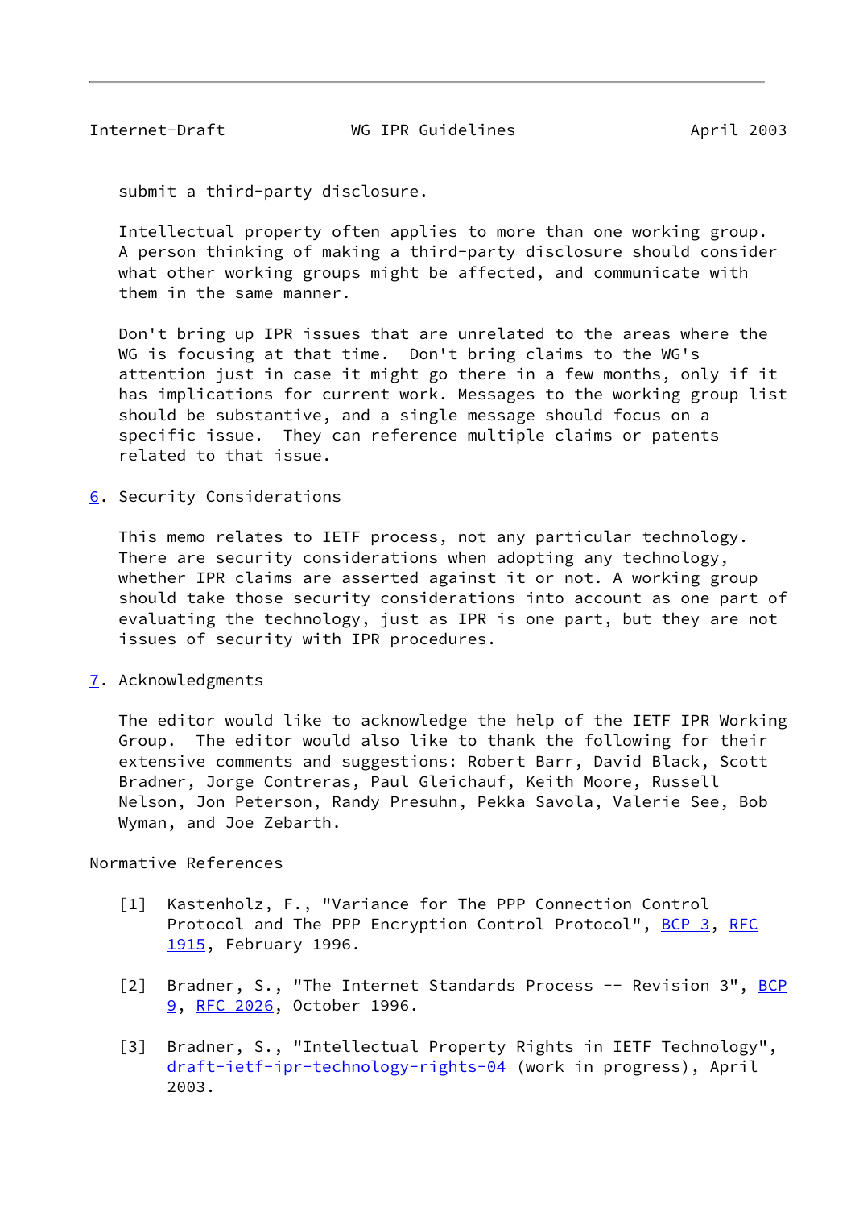submit a third-party disclosure.

Intellectual property often applies to more than one working group. A person thinking of making a third-party disclosure should consider what other working groups might be affected, and communicate with them in the same manner.

Don't bring up IPR issues that are unrelated to the areas where the WG is focusing at that time. Don't bring claims to the WG's attention just in case it might go there in a few months, only if it has implications for current work. Messages to the working group list should be substantive, and a single message should focus on a specific issue. They can reference multiple claims or patents related to that issue.

## 6. Security Considerations

This memo relates to IETF process, not any particular technology. There are security considerations when adopting any technology, whether IPR claims are asserted against it or not. A working group should take those security considerations into account as one part of evaluating the technology, just as IPR is one part, but they are not issues of security with IPR procedures.

## 7. Acknowledgments

The editor would like to acknowledge the help of the IETF IPR Working Group. The editor would also like to thank the following for their extensive comments and suggestions: Robert Barr, David Black, Scott Bradner, Jorge Contreras, Paul Gleichauf, Keith Moore, Russell Nelson, Jon Peterson, Randy Presuhn, Pekka Savola, Valerie See, Bob Wyman, and Joe Zebarth.

## Normative References

[1] Kastenholz, F., "Variance for The PPP Connection Control Protocol and The PPP Encryption Control Protocol", BCP 3, RFC 1915, February 1996.

[2] Bradner, S., "The Internet Standards Process -- Revision 3", BCP 9, RFC 2026, October 1996.

[3] Bradner, S., "Intellectual Property Rights in IETF Technology", draft-ietf-ipr-technology-rights-04 (work in progress), April 2003.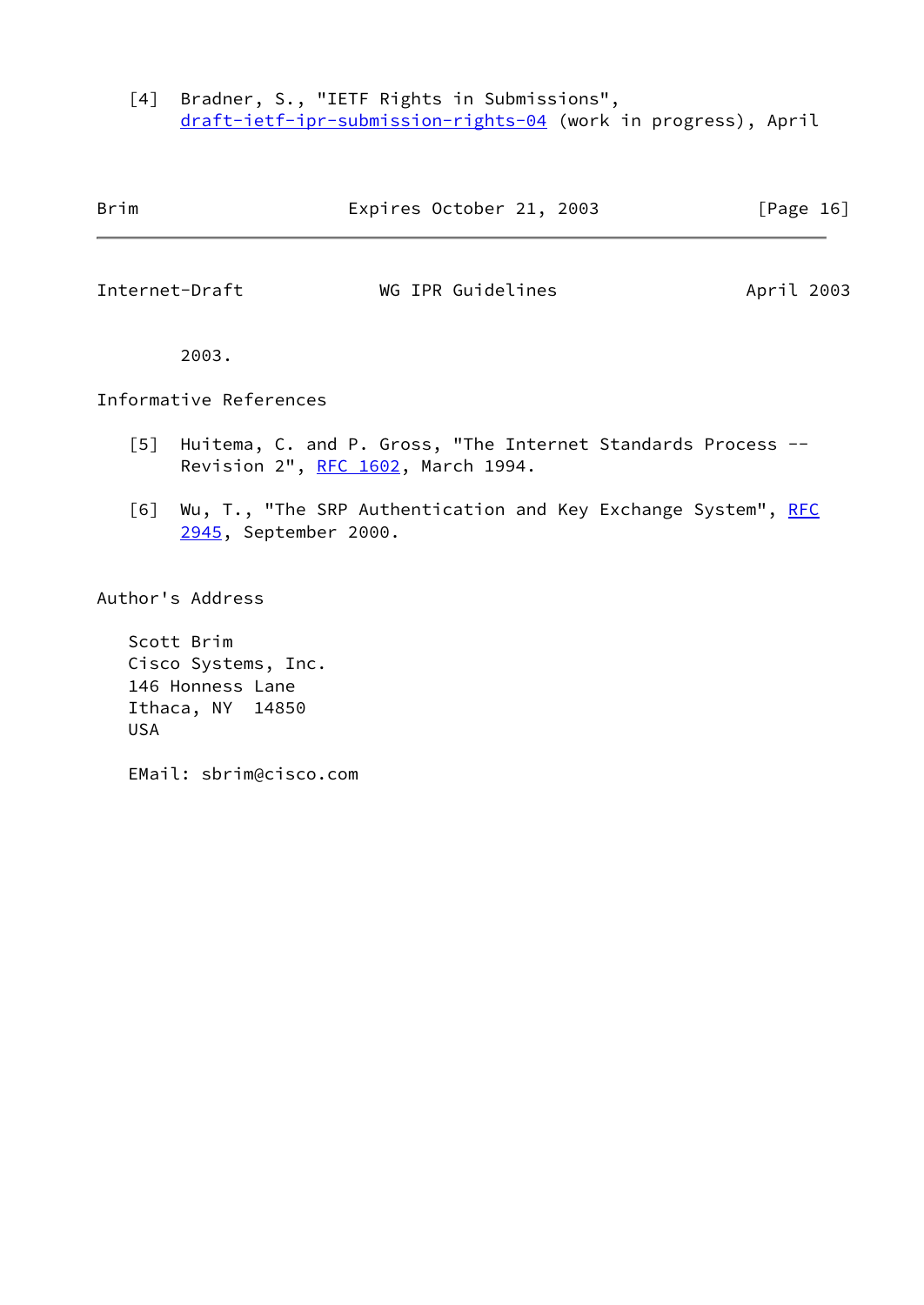[4] Bradner, S., "IETF Rights in Submissions", draft-ietf-ipr-submission-rights-04 (work in progress), April 2003.

## Informative References

[5] Huitema, C. and P. Gross, "The Internet Standards Process -- Revision 2", RFC 1602, March 1994.

[6] Wu, T., "The SRP Authentication and Key Exchange System", RFC 2945, September 2000.

## Author's Address

Scott Brim
Cisco Systems, Inc.
146 Honness Lane
Ithaca, NY 14850
USA

EMail: sbrim@cisco.com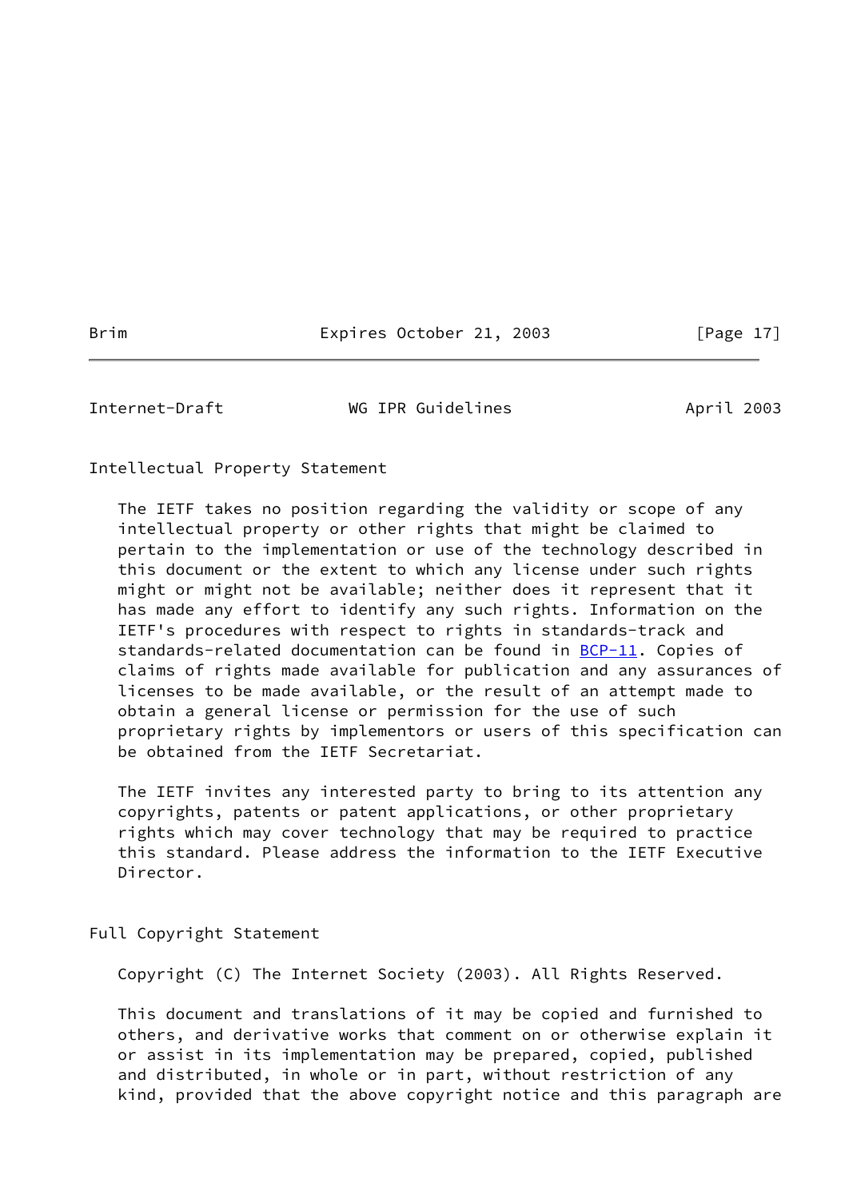## Intellectual Property Statement

The IETF takes no position regarding the validity or scope of any intellectual property or other rights that might be claimed to pertain to the implementation or use of the technology described in this document or the extent to which any license under such rights might or might not be available; neither does it represent that it has made any effort to identify any such rights. Information on the IETF's procedures with respect to rights in standards-track and standards-related documentation can be found in BCP-11. Copies of claims of rights made available for publication and any assurances of licenses to be made available, or the result of an attempt made to obtain a general license or permission for the use of such proprietary rights by implementors or users of this specification can be obtained from the IETF Secretariat.

The IETF invites any interested party to bring to its attention any copyrights, patents or patent applications, or other proprietary rights which may cover technology that may be required to practice this standard. Please address the information to the IETF Executive Director.

## Full Copyright Statement

Copyright (C) The Internet Society (2003). All Rights Reserved.

This document and translations of it may be copied and furnished to others, and derivative works that comment on or otherwise explain it or assist in its implementation may be prepared, copied, published and distributed, in whole or in part, without restriction of any kind, provided that the above copyright notice and this paragraph are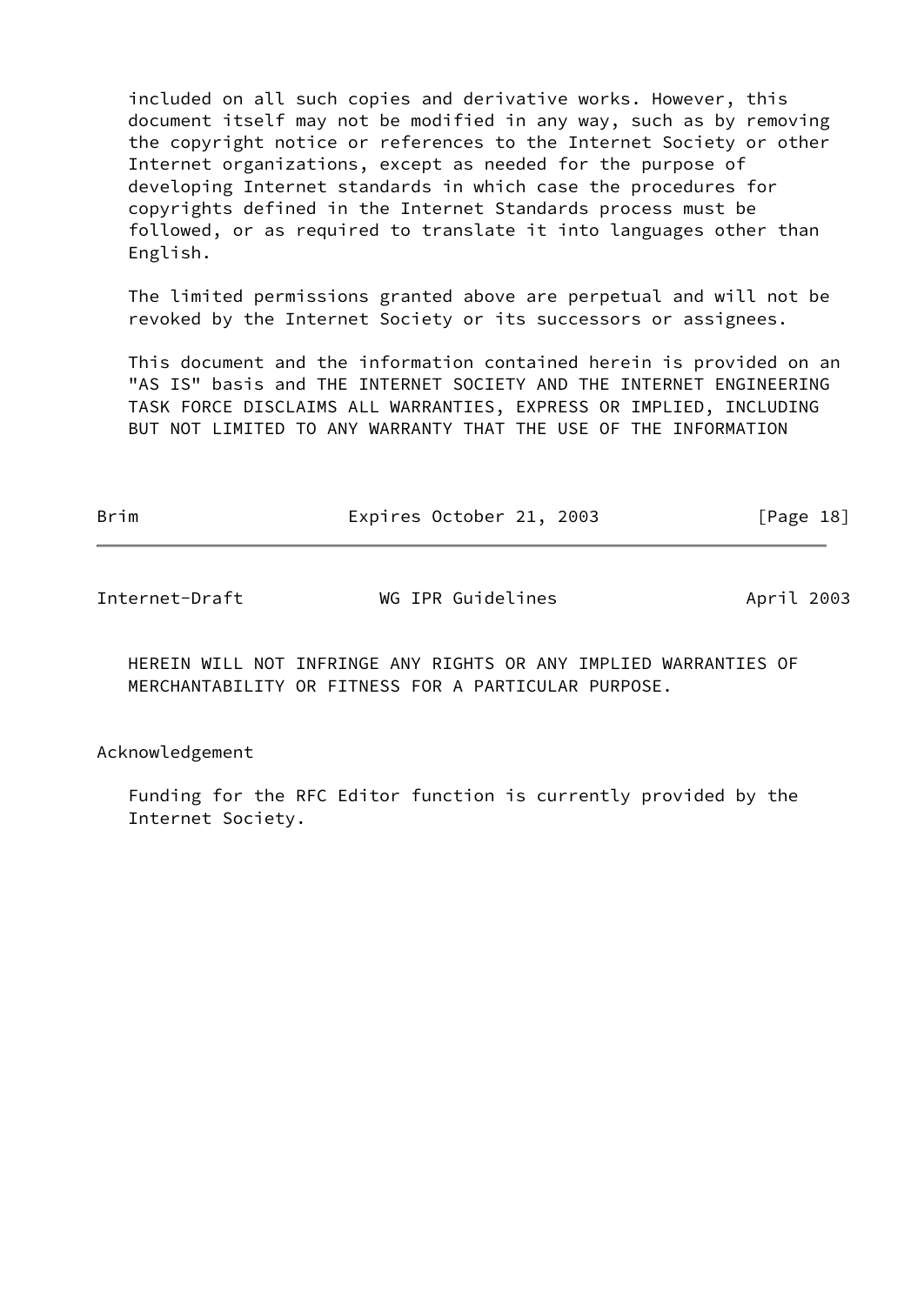included on all such copies and derivative works. However, this document itself may not be modified in any way, such as by removing the copyright notice or references to the Internet Society or other Internet organizations, except as needed for the purpose of developing Internet standards in which case the procedures for copyrights defined in the Internet Standards process must be followed, or as required to translate it into languages other than English.

The limited permissions granted above are perpetual and will not be revoked by the Internet Society or its successors or assignees.

This document and the information contained herein is provided on an "AS IS" basis and THE INTERNET SOCIETY AND THE INTERNET ENGINEERING TASK FORCE DISCLAIMS ALL WARRANTIES, EXPRESS OR IMPLIED, INCLUDING BUT NOT LIMITED TO ANY WARRANTY THAT THE USE OF THE INFORMATION HEREIN WILL NOT INFRINGE ANY RIGHTS OR ANY IMPLIED WARRANTIES OF MERCHANTABILITY OR FITNESS FOR A PARTICULAR PURPOSE.

## Acknowledgement

Funding for the RFC Editor function is currently provided by the Internet Society.